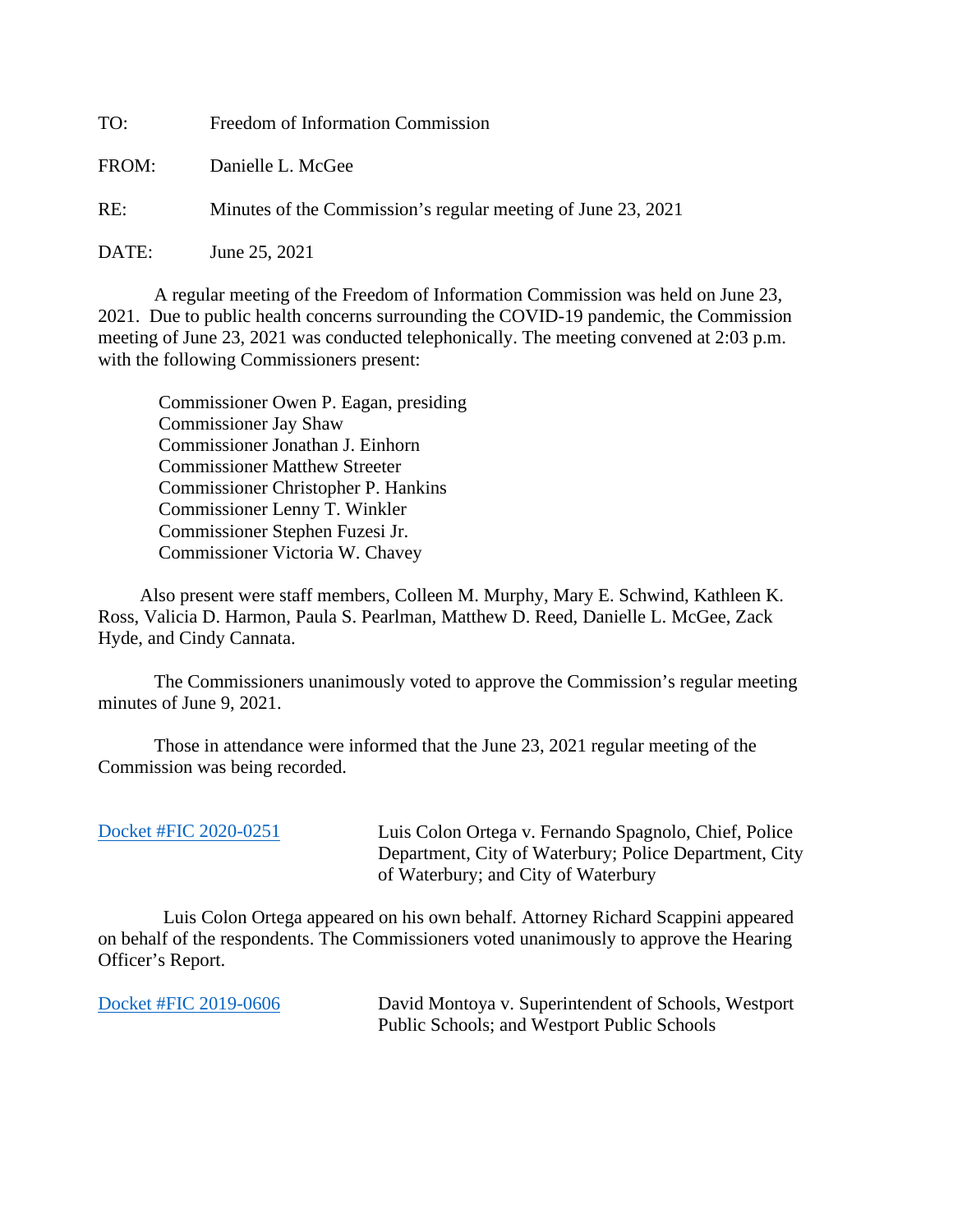TO: Freedom of Information Commission

FROM: Danielle L. McGee

RE: Minutes of the Commission's regular meeting of June 23, 2021

DATE: June 25, 2021

A regular meeting of the Freedom of Information Commission was held on June 23, 2021. Due to public health concerns surrounding the COVID-19 pandemic, the Commission meeting of June 23, 2021 was conducted telephonically. The meeting convened at 2:03 p.m. with the following Commissioners present:

Commissioner Owen P. Eagan, presiding
Commissioner Jay Shaw
Commissioner Jonathan J. Einhorn
Commissioner Matthew Streeter
Commissioner Christopher P. Hankins
Commissioner Lenny T. Winkler
Commissioner Stephen Fuzesi Jr.
Commissioner Victoria W. Chavey

Also present were staff members, Colleen M. Murphy, Mary E. Schwind, Kathleen K. Ross, Valicia D. Harmon, Paula S. Pearlman, Matthew D. Reed, Danielle L. McGee, Zack Hyde, and Cindy Cannata.

The Commissioners unanimously voted to approve the Commission's regular meeting minutes of June 9, 2021.

Those in attendance were informed that the June 23, 2021 regular meeting of the Commission was being recorded.

Docket #FIC 2020-0251 — Luis Colon Ortega v. Fernando Spagnolo, Chief, Police Department, City of Waterbury; Police Department, City of Waterbury; and City of Waterbury

Luis Colon Ortega appeared on his own behalf. Attorney Richard Scappini appeared on behalf of the respondents. The Commissioners voted unanimously to approve the Hearing Officer's Report.

Docket #FIC 2019-0606 — David Montoya v. Superintendent of Schools, Westport Public Schools; and Westport Public Schools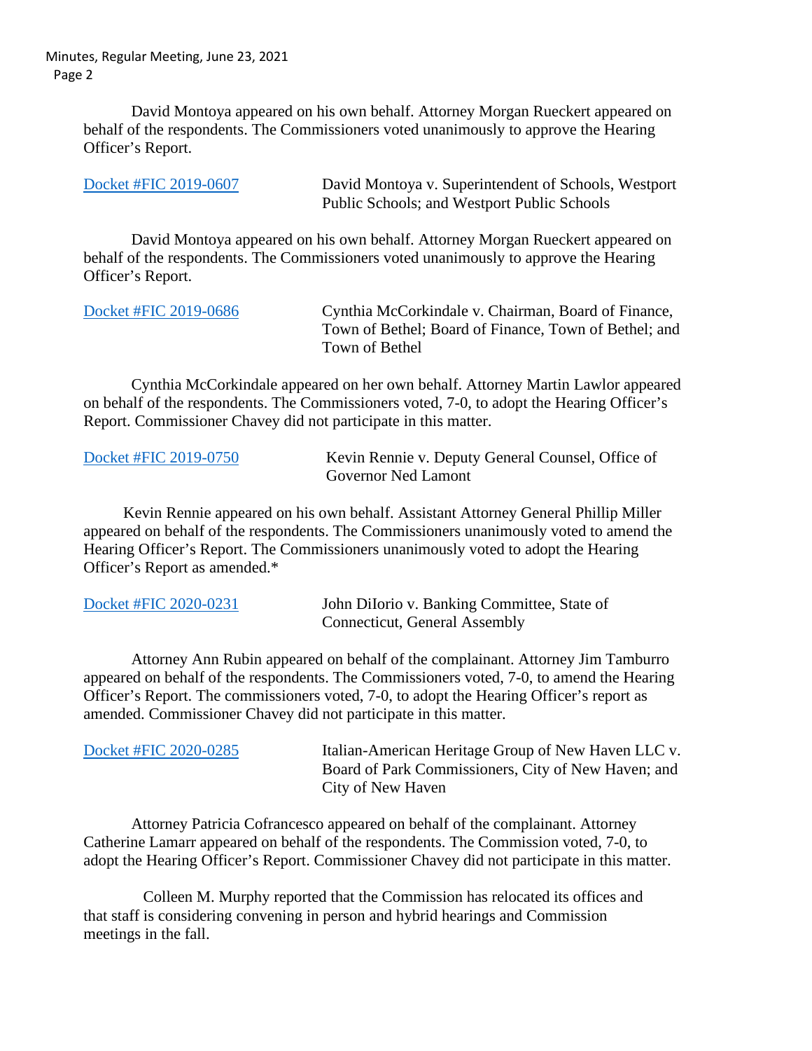David Montoya appeared on his own behalf. Attorney Morgan Rueckert appeared on behalf of the respondents. The Commissioners voted unanimously to approve the Hearing Officer's Report.

[Docket #FIC 2019-0607] David Montoya v. Superintendent of Schools, Westport Public Schools; and Westport Public Schools

David Montoya appeared on his own behalf. Attorney Morgan Rueckert appeared on behalf of the respondents. The Commissioners voted unanimously to approve the Hearing Officer's Report.

[Docket #FIC 2019-0686] Cynthia McCorkindale v. Chairman, Board of Finance, Town of Bethel; Board of Finance, Town of Bethel; and Town of Bethel

Cynthia McCorkindale appeared on her own behalf. Attorney Martin Lawlor appeared on behalf of the respondents. The Commissioners voted, 7-0, to adopt the Hearing Officer's Report. Commissioner Chavey did not participate in this matter.

[Docket #FIC 2019-0750] Kevin Rennie v. Deputy General Counsel, Office of Governor Ned Lamont

Kevin Rennie appeared on his own behalf. Assistant Attorney General Phillip Miller appeared on behalf of the respondents. The Commissioners unanimously voted to amend the Hearing Officer's Report. The Commissioners unanimously voted to adopt the Hearing Officer's Report as amended.*

[Docket #FIC 2020-0231] John DiIorio v. Banking Committee, State of Connecticut, General Assembly

Attorney Ann Rubin appeared on behalf of the complainant. Attorney Jim Tamburro appeared on behalf of the respondents. The Commissioners voted, 7-0, to amend the Hearing Officer's Report. The commissioners voted, 7-0, to adopt the Hearing Officer's report as amended. Commissioner Chavey did not participate in this matter.

[Docket #FIC 2020-0285] Italian-American Heritage Group of New Haven LLC v. Board of Park Commissioners, City of New Haven; and City of New Haven

Attorney Patricia Cofrancesco appeared on behalf of the complainant. Attorney Catherine Lamarr appeared on behalf of the respondents. The Commission voted, 7-0, to adopt the Hearing Officer's Report. Commissioner Chavey did not participate in this matter.

Colleen M. Murphy reported that the Commission has relocated its offices and that staff is considering convening in person and hybrid hearings and Commission meetings in the fall.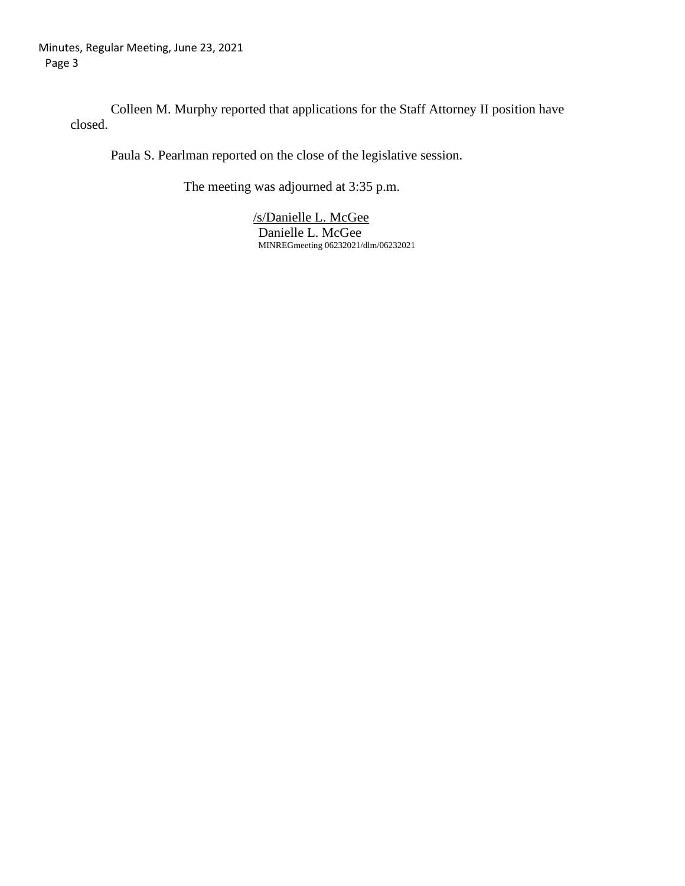Colleen M. Murphy reported that applications for the Staff Attorney II position have closed.

Paula S. Pearlman reported on the close of the legislative session.

The meeting was adjourned at 3:35 p.m.

/s/Danielle L. McGee
Danielle L. McGee
MINREGmeeting 06232021/dlm/06232021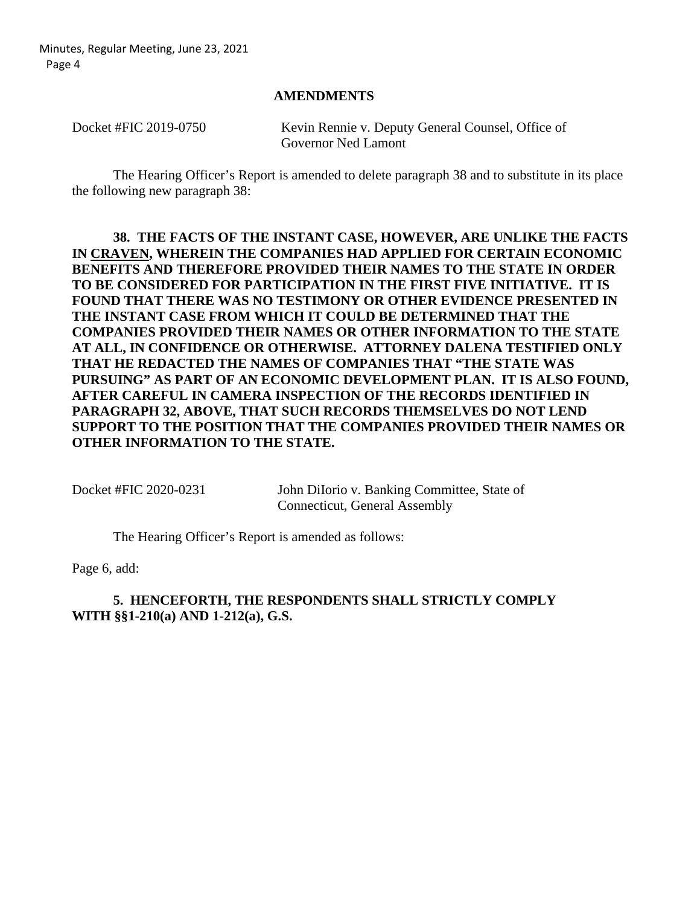## AMENDMENTS

Docket #FIC 2019-0750 Kevin Rennie v. Deputy General Counsel, Office of Governor Ned Lamont

The Hearing Officer's Report is amended to delete paragraph 38 and to substitute in its place the following new paragraph 38:

**38. THE FACTS OF THE INSTANT CASE, HOWEVER, ARE UNLIKE THE FACTS IN CRAVEN, WHEREIN THE COMPANIES HAD APPLIED FOR CERTAIN ECONOMIC BENEFITS AND THEREFORE PROVIDED THEIR NAMES TO THE STATE IN ORDER TO BE CONSIDERED FOR PARTICIPATION IN THE FIRST FIVE INITIATIVE. IT IS FOUND THAT THERE WAS NO TESTIMONY OR OTHER EVIDENCE PRESENTED IN THE INSTANT CASE FROM WHICH IT COULD BE DETERMINED THAT THE COMPANIES PROVIDED THEIR NAMES OR OTHER INFORMATION TO THE STATE AT ALL, IN CONFIDENCE OR OTHERWISE. ATTORNEY DALENA TESTIFIED ONLY THAT HE REDACTED THE NAMES OF COMPANIES THAT "THE STATE WAS PURSUING" AS PART OF AN ECONOMIC DEVELOPMENT PLAN. IT IS ALSO FOUND, AFTER CAREFUL IN CAMERA INSPECTION OF THE RECORDS IDENTIFIED IN PARAGRAPH 32, ABOVE, THAT SUCH RECORDS THEMSELVES DO NOT LEND SUPPORT TO THE POSITION THAT THE COMPANIES PROVIDED THEIR NAMES OR OTHER INFORMATION TO THE STATE.**

Docket #FIC 2020-0231 John DiIorio v. Banking Committee, State of Connecticut, General Assembly

The Hearing Officer's Report is amended as follows:

Page 6, add:

**5. HENCEFORTH, THE RESPONDENTS SHALL STRICTLY COMPLY WITH §§1-210(a) AND 1-212(a), G.S.**